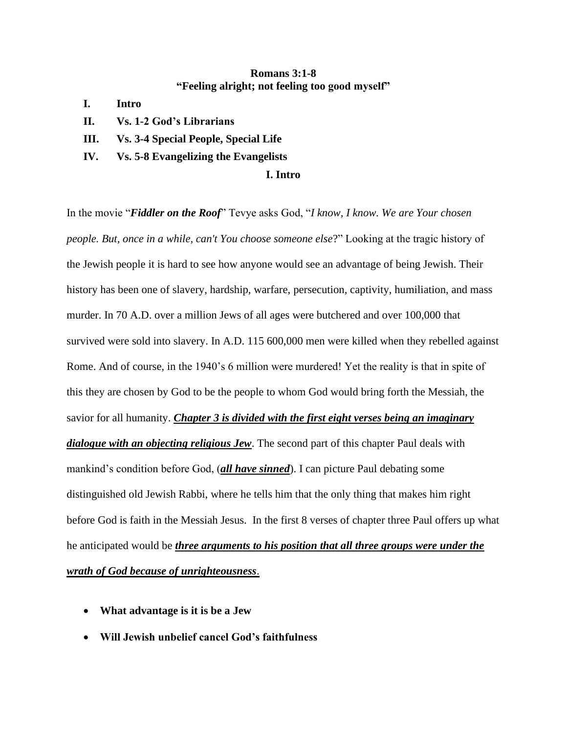# Romans 3:1-8
## "Feeling alright; not feeling too good myself"

- **I. Intro**
- **II. Vs. 1-2 God's Librarians**
- **III. Vs. 3-4 Special People, Special Life**
- **IV. Vs. 5-8 Evangelizing the Evangelists**

## I. Intro

In the movie "***Fiddler on the Roof***" Tevye asks God, "*I know, I know. We are Your chosen people. But, once in a while, can't You choose someone else*?" Looking at the tragic history of the Jewish people it is hard to see how anyone would see an advantage of being Jewish. Their history has been one of slavery, hardship, warfare, persecution, captivity, humiliation, and mass murder. In 70 A.D. over a million Jews of all ages were butchered and over 100,000 that survived were sold into slavery. In A.D. 115 600,000 men were killed when they rebelled against Rome. And of course, in the 1940's 6 million were murdered! Yet the reality is that in spite of this they are chosen by God to be the people to whom God would bring forth the Messiah, the savior for all humanity. <u>***Chapter 3 is divided with the first eight verses being an imaginary dialogue with an objecting religious Jew***</u>. The second part of this chapter Paul deals with mankind's condition before God, (<u>***all have sinned***</u>). I can picture Paul debating some distinguished old Jewish Rabbi, where he tells him that the only thing that makes him right before God is faith in the Messiah Jesus. In the first 8 verses of chapter three Paul offers up what he anticipated would be <u>***three arguments to his position that all three groups were under the wrath of God because of unrighteousness***</u>.

- **What advantage is it is be a Jew**
- **Will Jewish unbelief cancel God's faithfulness**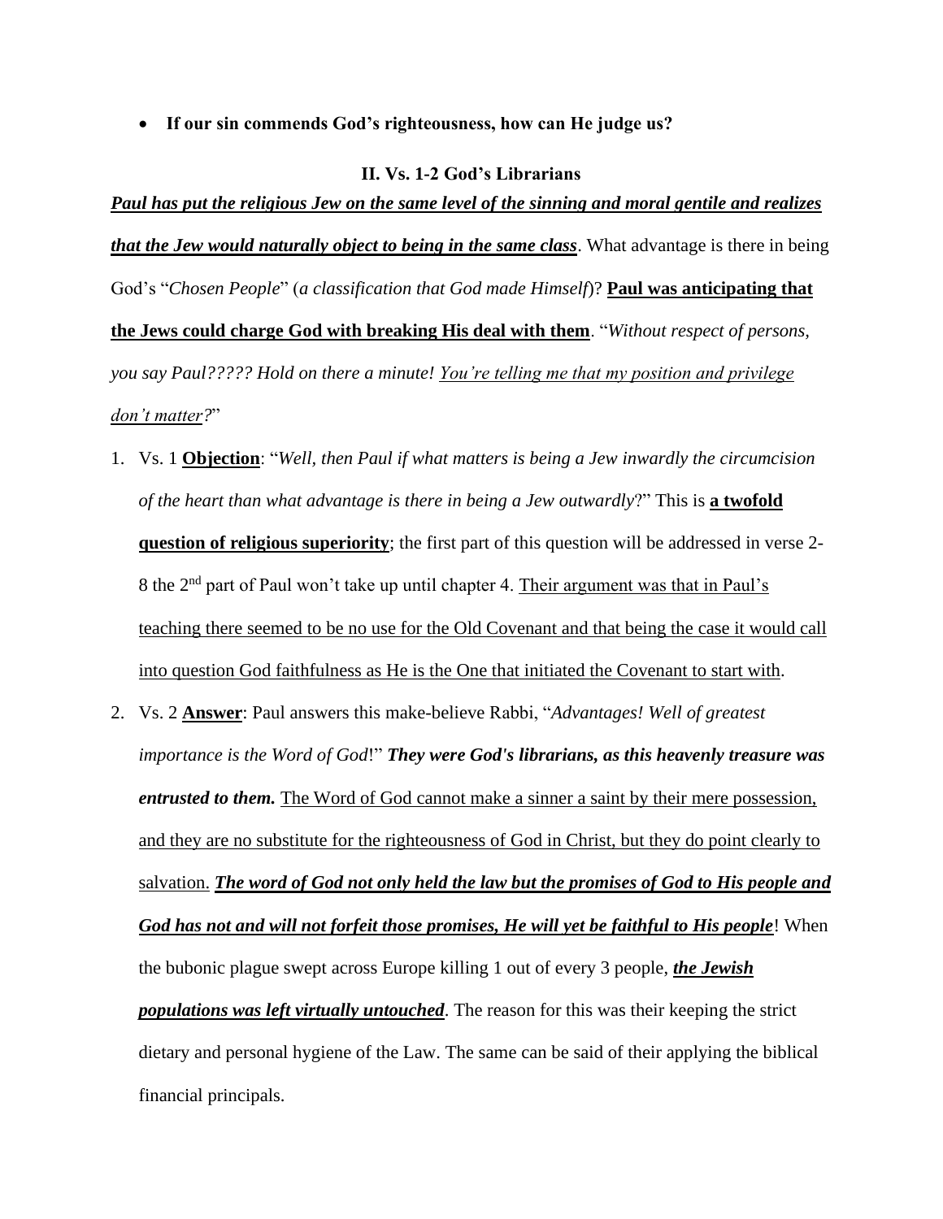- **If our sin commends God's righteousness, how can He judge us?**

## II. Vs. 1-2 God's Librarians

***<u>Paul has put the religious Jew on the same level of the sinning and moral gentile and realizes that the Jew would naturally object to being in the same class</u>***. What advantage is there in being God's "*Chosen People*" (*a classification that God made Himself*)? **<u>Paul was anticipating that the Jews could charge God with breaking His deal with them</u>**. "*Without respect of persons, you say Paul????? Hold on there a minute! <u>You're telling me that my position and privilege don't matter</u>?*"

1. Vs. 1 **<u>Objection</u>**: "*Well, then Paul if what matters is being a Jew inwardly the circumcision of the heart than what advantage is there in being a Jew outwardly*?" This is **<u>a twofold question of religious superiority</u>**; the first part of this question will be addressed in verse 2-8 the 2nd part of Paul won't take up until chapter 4. <u>Their argument was that in Paul's teaching there seemed to be no use for the Old Covenant and that being the case it would call into question God faithfulness as He is the One that initiated the Covenant to start with</u>.
2. Vs. 2 **<u>Answer</u>**: Paul answers this make-believe Rabbi, "*Advantages! Well of greatest importance is the Word of God*!" ***They were God's librarians, as this heavenly treasure was entrusted to them.*** <u>The Word of God cannot make a sinner a saint by their mere possession, and they are no substitute for the righteousness of God in Christ, but they do point clearly to salvation.</u> ***<u>The word of God not only held the law but the promises of God to His people and God has not and will not forfeit those promises, He will yet be faithful to His people</u>***! When the bubonic plague swept across Europe killing 1 out of every 3 people, ***<u>the Jewish populations was left virtually untouched</u>***. The reason for this was their keeping the strict dietary and personal hygiene of the Law. The same can be said of their applying the biblical financial principals.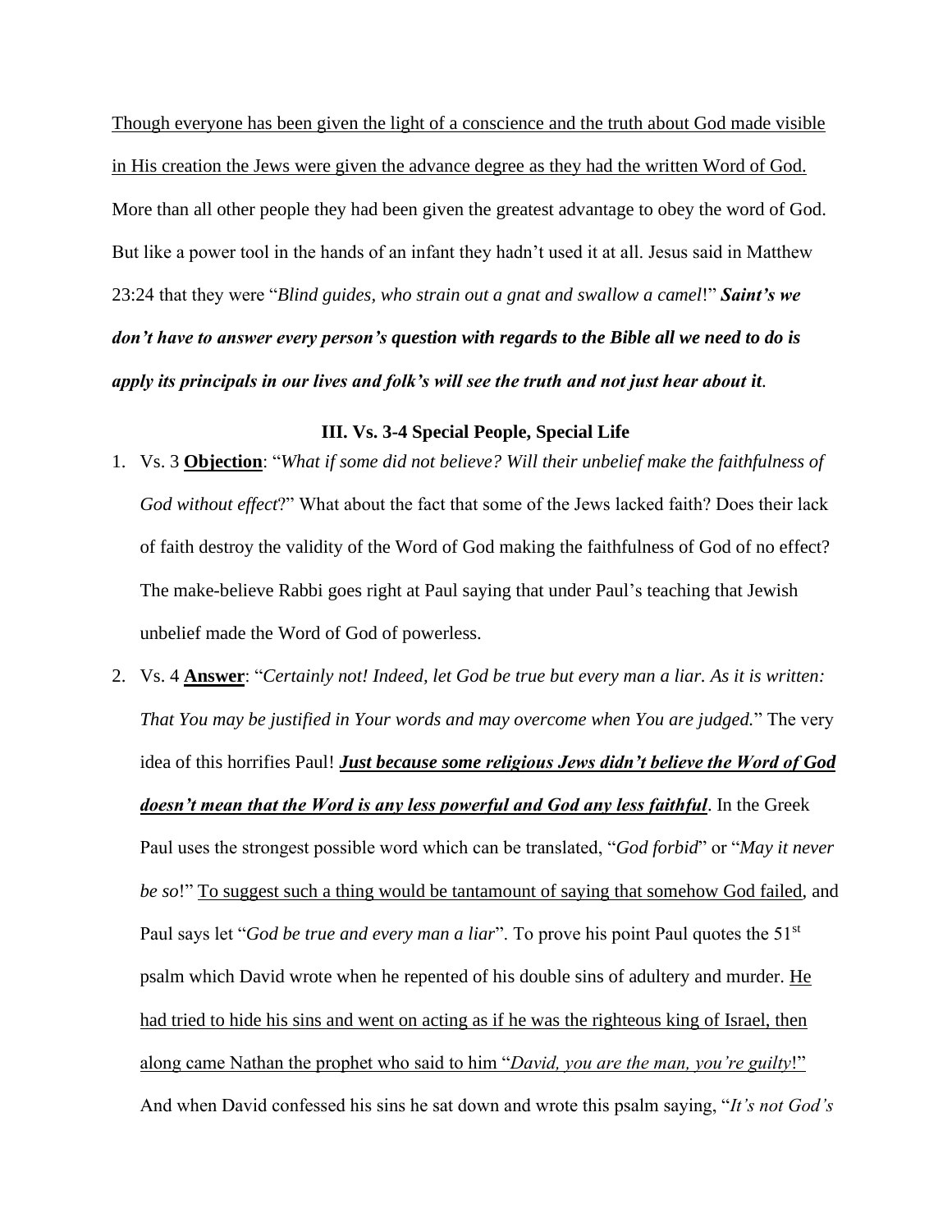<u>Though everyone has been given the light of a conscience and the truth about God made visible in His creation the Jews were given the advance degree as they had the written Word of God.</u> More than all other people they had been given the greatest advantage to obey the word of God. But like a power tool in the hands of an infant they hadn't used it at all. Jesus said in Matthew 23:24 that they were "*Blind guides, who strain out a gnat and swallow a camel*!" ***Saint's we don't have to answer every person's question with regards to the Bible all we need to do is apply its principals in our lives and folk's will see the truth and not just hear about it.***

### III. Vs. 3-4 Special People, Special Life

1. Vs. 3 <u>**Objection**</u>: "*What if some did not believe? Will their unbelief make the faithfulness of God without effect*?" What about the fact that some of the Jews lacked faith? Does their lack of faith destroy the validity of the Word of God making the faithfulness of God of no effect? The make-believe Rabbi goes right at Paul saying that under Paul's teaching that Jewish unbelief made the Word of God of powerless.
2. Vs. 4 <u>**Answer**</u>: "*Certainly not! Indeed, let God be true but every man a liar. As it is written: That You may be justified in Your words and may overcome when You are judged.*" The very idea of this horrifies Paul! <u>***Just because some religious Jews didn't believe the Word of God doesn't mean that the Word is any less powerful and God any less faithful***</u>. In the Greek Paul uses the strongest possible word which can be translated, "*God forbid*" or "*May it never be so*!" <u>To suggest such a thing would be tantamount of saying that somehow God failed</u>, and Paul says let "*God be true and every man a liar*". To prove his point Paul quotes the 51st psalm which David wrote when he repented of his double sins of adultery and murder. <u>He had tried to hide his sins and went on acting as if he was the righteous king of Israel, then along came Nathan the prophet who said to him "*David, you are the man, you're guilty*!"</u> And when David confessed his sins he sat down and wrote this psalm saying, "*It's not God's*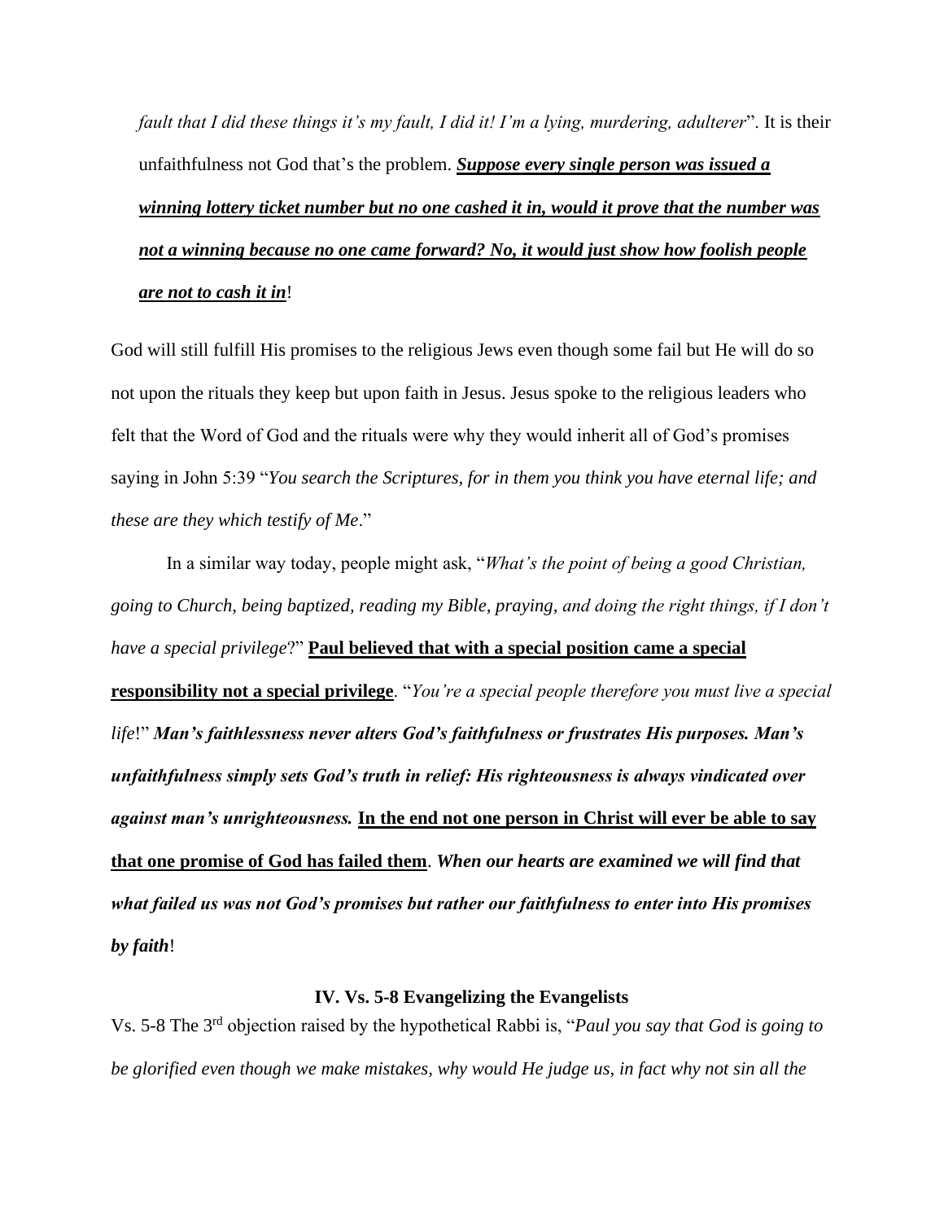*fault that I did these things it's my fault, I did it! I'm a lying, murdering, adulterer*". It is their unfaithfulness not God that's the problem. ***Suppose every single person was issued a winning lottery ticket number but no one cashed it in, would it prove that the number was not a winning because no one came forward? No, it would just show how foolish people are not to cash it in***!

God will still fulfill His promises to the religious Jews even though some fail but He will do so not upon the rituals they keep but upon faith in Jesus. Jesus spoke to the religious leaders who felt that the Word of God and the rituals were why they would inherit all of God's promises saying in John 5:39 "*You search the Scriptures, for in them you think you have eternal life; and these are they which testify of Me*."

In a similar way today, people might ask, "*What's the point of being a good Christian, going to Church, being baptized, reading my Bible, praying, and doing the right things, if I don't have a special privilege*?" **Paul believed that with a special position came a special responsibility not a special privilege**. "*You're a special people therefore you must live a special life*!" ***Man's faithlessness never alters God's faithfulness or frustrates His purposes. Man's unfaithfulness simply sets God's truth in relief: His righteousness is always vindicated over against man's unrighteousness.*** **In the end not one person in Christ will ever be able to say that one promise of God has failed them**. ***When our hearts are examined we will find that what failed us was not God's promises but rather our faithfulness to enter into His promises by faith***!

### IV. Vs. 5-8 Evangelizing the Evangelists

Vs. 5-8 The 3rd objection raised by the hypothetical Rabbi is, "*Paul you say that God is going to be glorified even though we make mistakes, why would He judge us, in fact why not sin all the*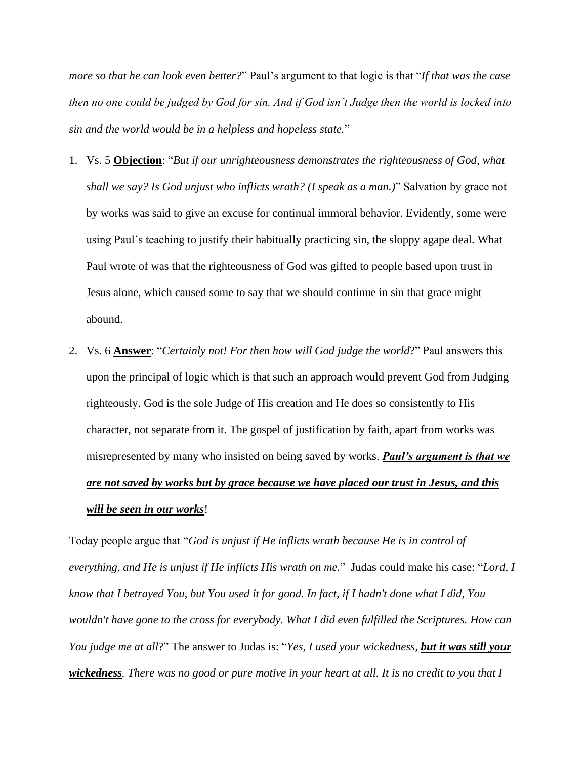*more so that he can look even better?*" Paul's argument to that logic is that "*If that was the case then no one could be judged by God for sin. And if God isn't Judge then the world is locked into sin and the world would be in a helpless and hopeless state.*"

1. Vs. 5 **<u>Objection</u>**: "*But if our unrighteousness demonstrates the righteousness of God, what shall we say? Is God unjust who inflicts wrath? (I speak as a man.)*" Salvation by grace not by works was said to give an excuse for continual immoral behavior. Evidently, some were using Paul's teaching to justify their habitually practicing sin, the sloppy agape deal. What Paul wrote of was that the righteousness of God was gifted to people based upon trust in Jesus alone, which caused some to say that we should continue in sin that grace might abound.
2. Vs. 6 **<u>Answer</u>**: "*Certainly not! For then how will God judge the world*?" Paul answers this upon the principal of logic which is that such an approach would prevent God from Judging righteously. God is the sole Judge of His creation and He does so consistently to His character, not separate from it. The gospel of justification by faith, apart from works was misrepresented by many who insisted on being saved by works. ***<u>Paul's argument is that we are not saved by works but by grace because we have placed our trust in Jesus, and this will be seen in our works</u>***!

Today people argue that "*God is unjust if He inflicts wrath because He is in control of everything, and He is unjust if He inflicts His wrath on me.*" Judas could make his case: "*Lord, I know that I betrayed You, but You used it for good. In fact, if I hadn't done what I did, You wouldn't have gone to the cross for everybody. What I did even fulfilled the Scriptures. How can You judge me at all*?" The answer to Judas is: "*Yes, I used your wickedness,* ***<u>but it was still your wickedness</u>****. There was no good or pure motive in your heart at all. It is no credit to you that I*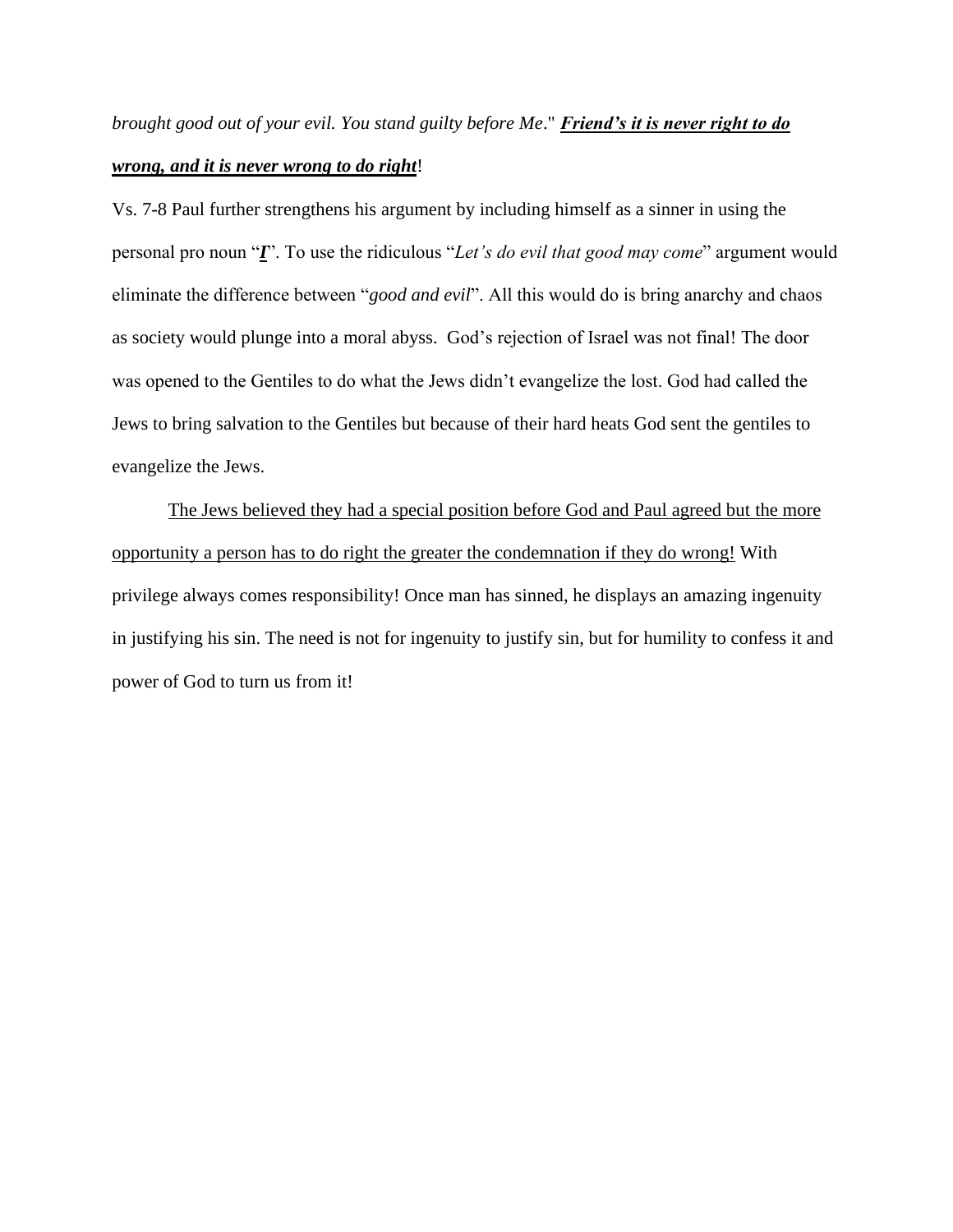*brought good out of your evil. You stand guilty before Me*." ***<u>Friend's it is never right to do wrong, and it is never wrong to do right</u>***!

Vs. 7-8 Paul further strengthens his argument by including himself as a sinner in using the personal pro noun "***<u>I</u>***". To use the ridiculous "*Let's do evil that good may come*" argument would eliminate the difference between "*good and evil*". All this would do is bring anarchy and chaos as society would plunge into a moral abyss. God's rejection of Israel was not final! The door was opened to the Gentiles to do what the Jews didn't evangelize the lost. God had called the Jews to bring salvation to the Gentiles but because of their hard heats God sent the gentiles to evangelize the Jews.

<u>The Jews believed they had a special position before God and Paul agreed but the more opportunity a person has to do right the greater the condemnation if they do wrong!</u> With privilege always comes responsibility! Once man has sinned, he displays an amazing ingenuity in justifying his sin. The need is not for ingenuity to justify sin, but for humility to confess it and power of God to turn us from it!